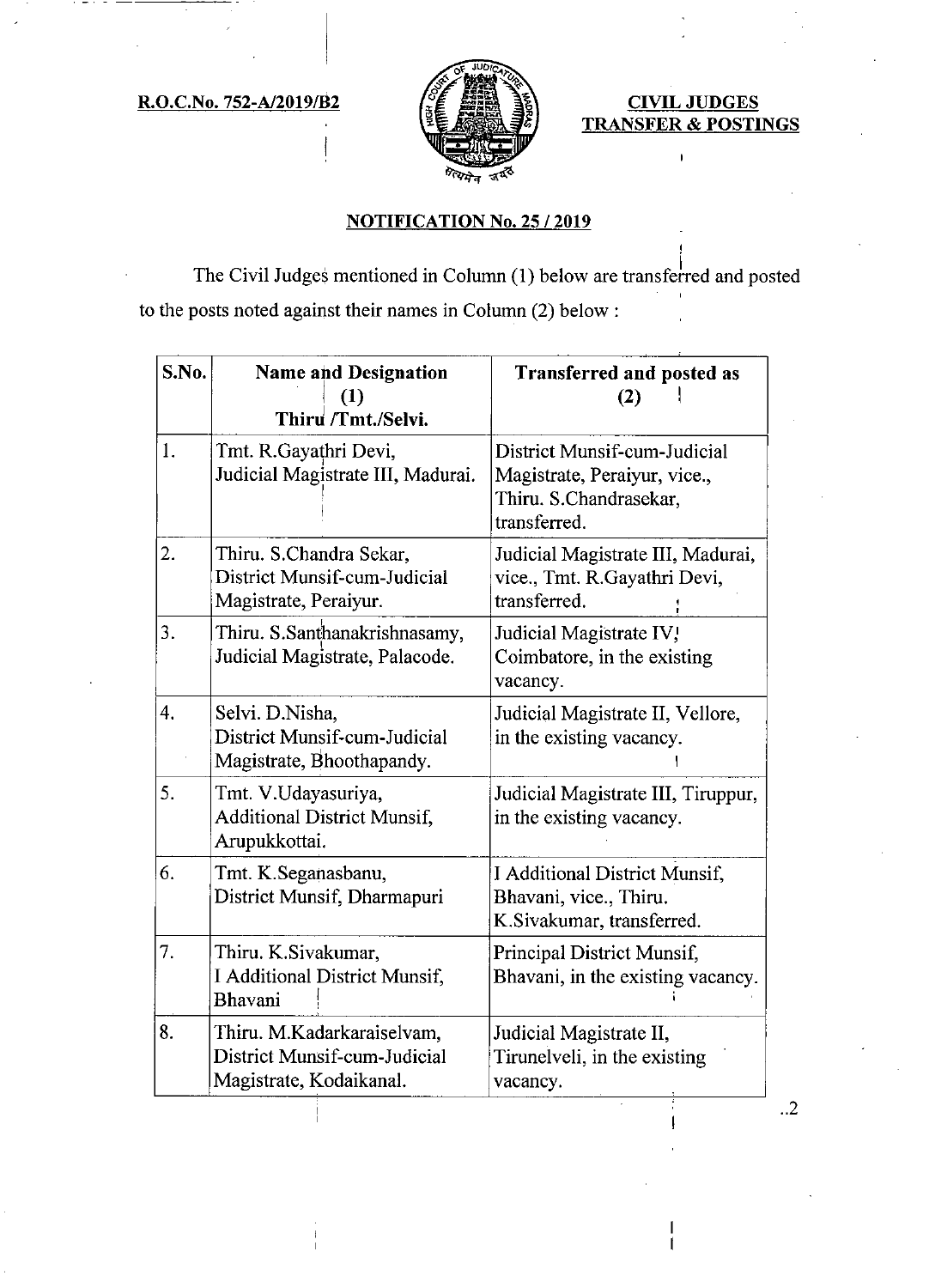**R.O.C.No. 752-A/2019/B2**

**CIVIL JUDGES TRANSFER & POSTINGS**

## NOTIFICATION No. 25 / 2019

The Civil Judges mentioned in Column (1) below are transferred and posted to the posts noted against their names in Column (2) below :

| S.No. | Name and Designation (1) Thiru /Tmt./Selvi. | Transferred and posted as (2) |
|---|---|---|
| 1. | Tmt. R.Gayathri Devi, Judicial Magistrate III, Madurai. | District Munsif-cum-Judicial Magistrate, Peraiyur, vice., Thiru. S.Chandrasekar, transferred. |
| 2. | Thiru. S.Chandra Sekar, District Munsif-cum-Judicial Magistrate, Peraiyur. | Judicial Magistrate III, Madurai, vice., Tmt. R.Gayathri Devi, transferred. |
| 3. | Thiru. S.Santhanakrishnasamy, Judicial Magistrate, Palacode. | Judicial Magistrate IV, Coimbatore, in the existing vacancy. |
| 4. | Selvi. D.Nisha, District Munsif-cum-Judicial Magistrate, Bhoothapandy. | Judicial Magistrate II, Vellore, in the existing vacancy. |
| 5. | Tmt. V.Udayasuriya, Additional District Munsif, Arupukkottai. | Judicial Magistrate III, Tiruppur, in the existing vacancy. |
| 6. | Tmt. K.Seganasbanu, District Munsif, Dharmapuri | I Additional District Munsif, Bhavani, vice., Thiru. K.Sivakumar, transferred. |
| 7. | Thiru. K.Sivakumar, I Additional District Munsif, Bhavani | Principal District Munsif, Bhavani, in the existing vacancy. |
| 8. | Thiru. M.Kadarkaraiselvam, District Munsif-cum-Judicial Magistrate, Kodaikanal. | Judicial Magistrate II, Tirunelveli, in the existing vacancy. |

..2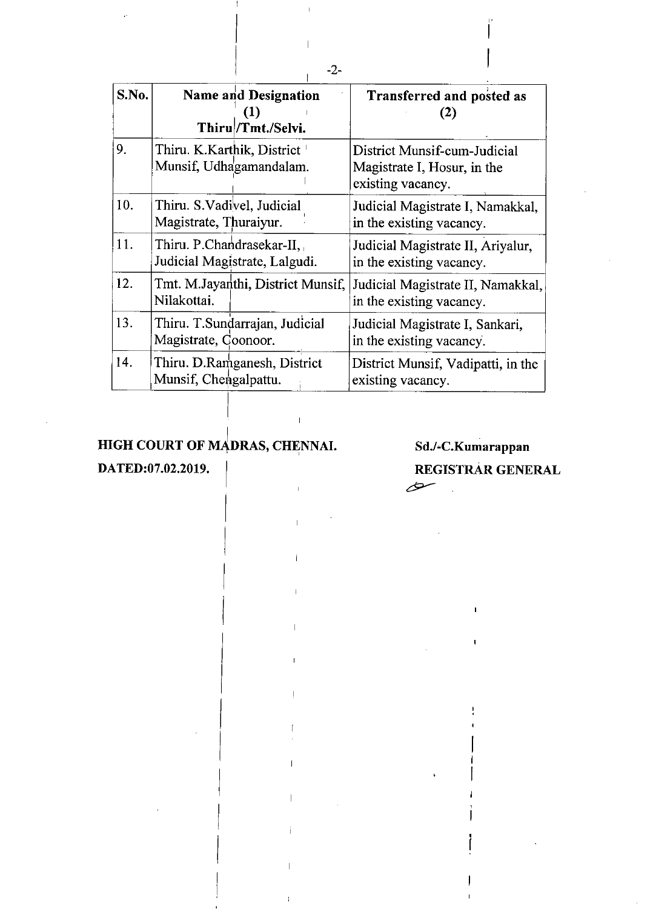| S.No. | Name and Designation (1) Thiru/Tmt./Selvi. | Transferred and posted as (2) |
|---|---|---|
| 9. | Thiru. K.Karthik, District Munsif, Udhagamandalam. | District Munsif-cum-Judicial Magistrate I, Hosur, in the existing vacancy. |
| 10. | Thiru. S.Vadivel, Judicial Magistrate, Thuraiyur. | Judicial Magistrate I, Namakkal, in the existing vacancy. |
| 11. | Thiru. P.Chandrasekar-II, Judicial Magistrate, Lalgudi. | Judicial Magistrate II, Ariyalur, in the existing vacancy. |
| 12. | Tmt. M.Jayanthi, District Munsif, Nilakottai. | Judicial Magistrate II, Namakkal, in the existing vacancy. |
| 13. | Thiru. T.Sundarrajan, Judicial Magistrate, Coonoor. | Judicial Magistrate I, Sankari, in the existing vacancy. |
| 14. | Thiru. D.Ramganesh, District Munsif, Chengalpattu. | District Munsif, Vadipatti, in the existing vacancy. |

**HIGH COURT OF MADRAS, CHENNAI.**
**DATED:07.02.2019.**

**Sd./-C.Kumarappan**
**REGISTRAR GENERAL**